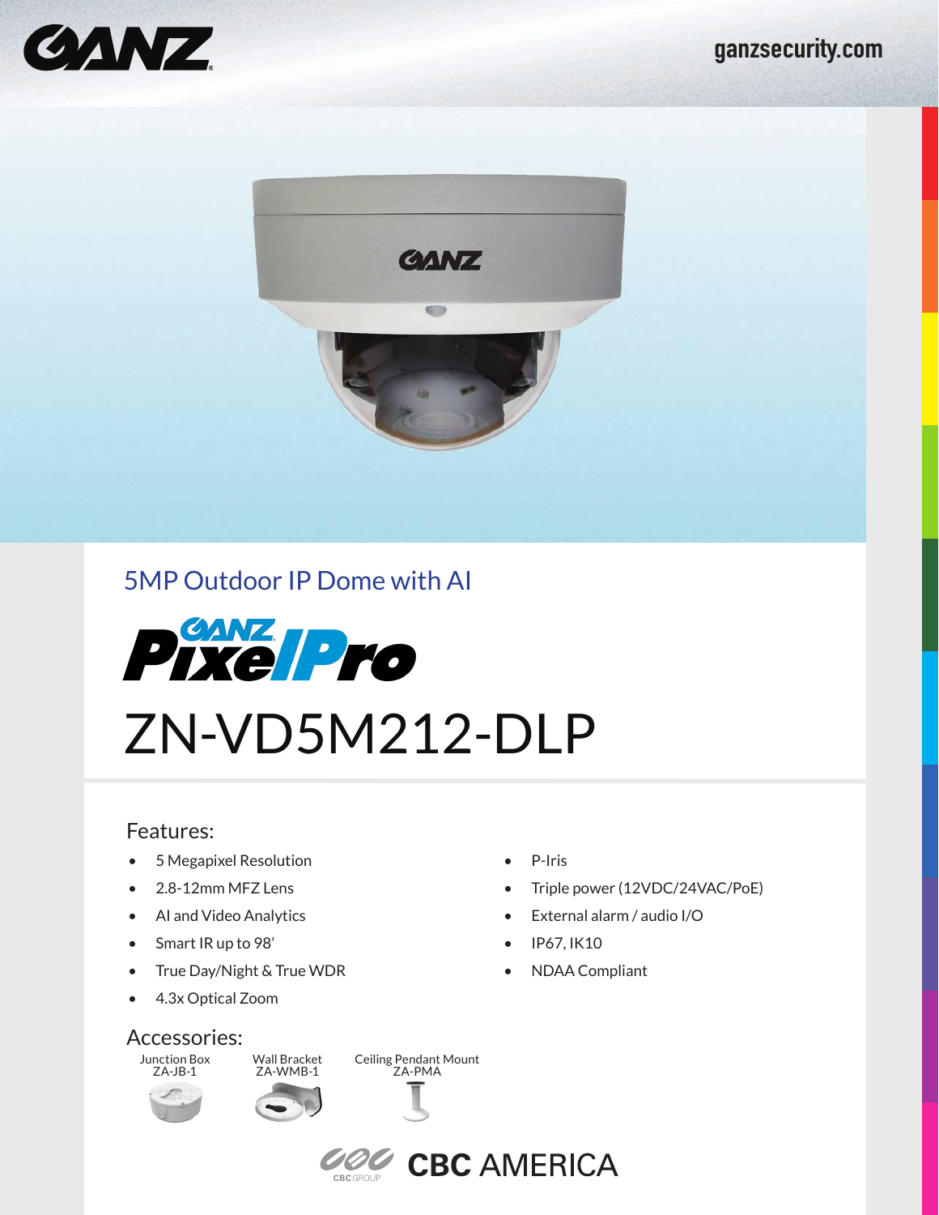GANZ

ganzsecurity.com

## 5MP Outdoor IP Dome with AI

GANZ PixelPro

# ZN-VD5M212-DLP

### Features:

- 5 Megapixel Resolution
- 2.8-12mm MFZ Lens
- AI and Video Analytics
- Smart IR up to 98'
- True Day/Night & True WDR
- 4.3x Optical Zoom
- P-Iris
- Triple power (12VDC/24VAC/PoE)
- External alarm / audio I/O
- IP67, IK10
- NDAA Compliant

### Accessories:

- Junction Box ZA-JB-1
- Wall Bracket ZA-WMB-1
- Ceiling Pendant Mount ZA-PMA

CBC GROUP CBC AMERICA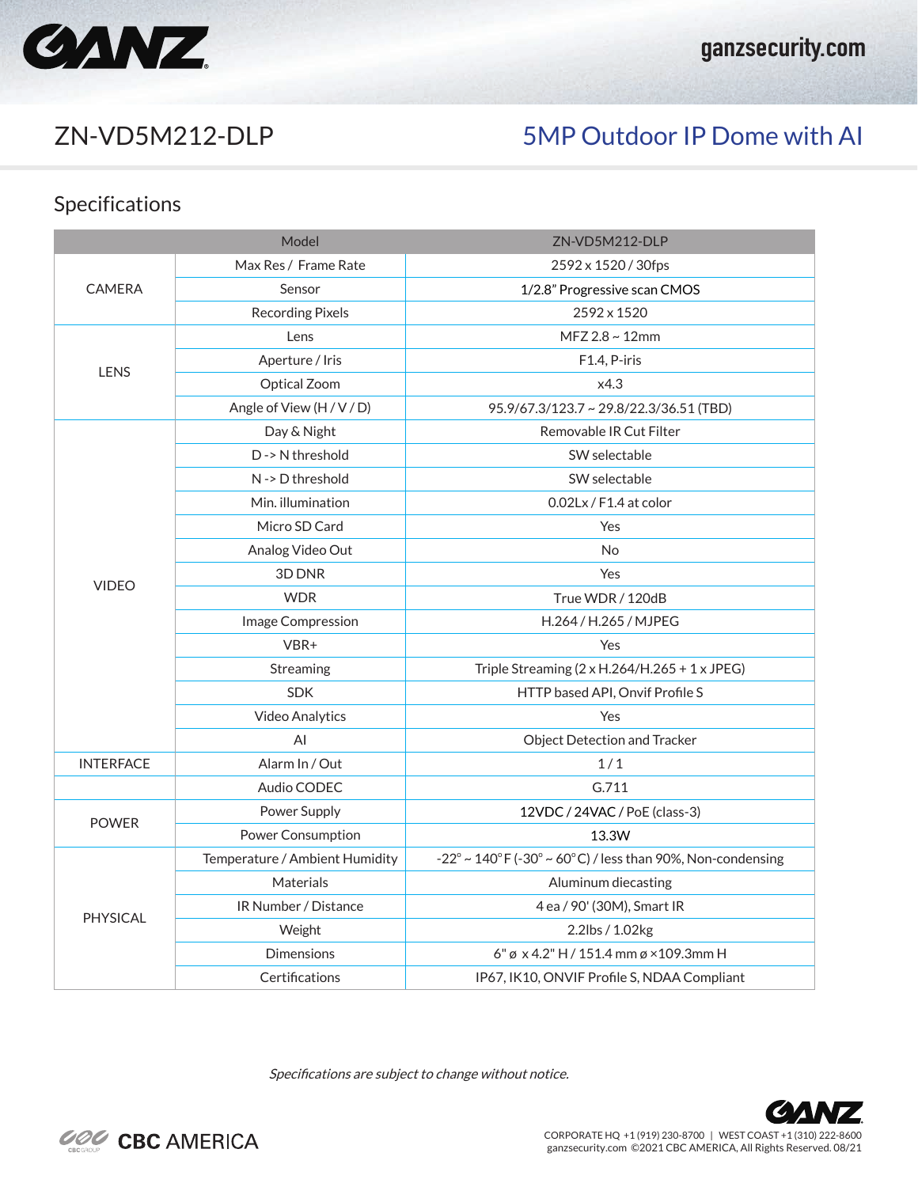# ZN-VD5M212-DLP

## 5MP Outdoor IP Dome with AI

## Specifications

| Model | | ZN-VD5M212-DLP |
|---|---|---|
| CAMERA | Max Res / Frame Rate | 2592 x 1520 / 30fps |
| | Sensor | 1/2.8" Progressive scan CMOS |
| | Recording Pixels | 2592 x 1520 |
| LENS | Lens | MFZ 2.8 ~ 12mm |
| | Aperture / Iris | F1.4, P-iris |
| | Optical Zoom | x4.3 |
| | Angle of View (H / V / D) | 95.9/67.3/123.7 ~ 29.8/22.3/36.51 (TBD) |
| VIDEO | Day & Night | Removable IR Cut Filter |
| | D -> N threshold | SW selectable |
| | N -> D threshold | SW selectable |
| | Min. illumination | 0.02Lx / F1.4 at color |
| | Micro SD Card | Yes |
| | Analog Video Out | No |
| | 3D DNR | Yes |
| | WDR | True WDR / 120dB |
| | Image Compression | H.264 / H.265 / MJPEG |
| | VBR+ | Yes |
| | Streaming | Triple Streaming (2 x H.264/H.265 + 1 x JPEG) |
| | SDK | HTTP based API, Onvif Profile S |
| | Video Analytics | Yes |
| | AI | Object Detection and Tracker |
| INTERFACE | Alarm In / Out | 1 / 1 |
| | Audio CODEC | G.711 |
| POWER | Power Supply | 12VDC / 24VAC / PoE (class-3) |
| | Power Consumption | 13.3W |
| PHYSICAL | Temperature / Ambient Humidity | -22° ~ 140°F (-30° ~ 60°C) / less than 90%, Non-condensing |
| | Materials | Aluminum diecasting |
| | IR Number / Distance | 4 ea / 90' (30M), Smart IR |
| | Weight | 2.2lbs / 1.02kg |
| | Dimensions | 6" ø x 4.2" H / 151.4 mm ø ×109.3mm H |
| | Certifications | IP67, IK10, ONVIF Profile S, NDAA Compliant |

*Specifications are subject to change without notice.*

CBC AMERICA

CORPORATE HQ +1 (919) 230-8700 | WEST COAST +1 (310) 222-8600
ganzsecurity.com ©2021 CBC AMERICA, All Rights Reserved. 08/21